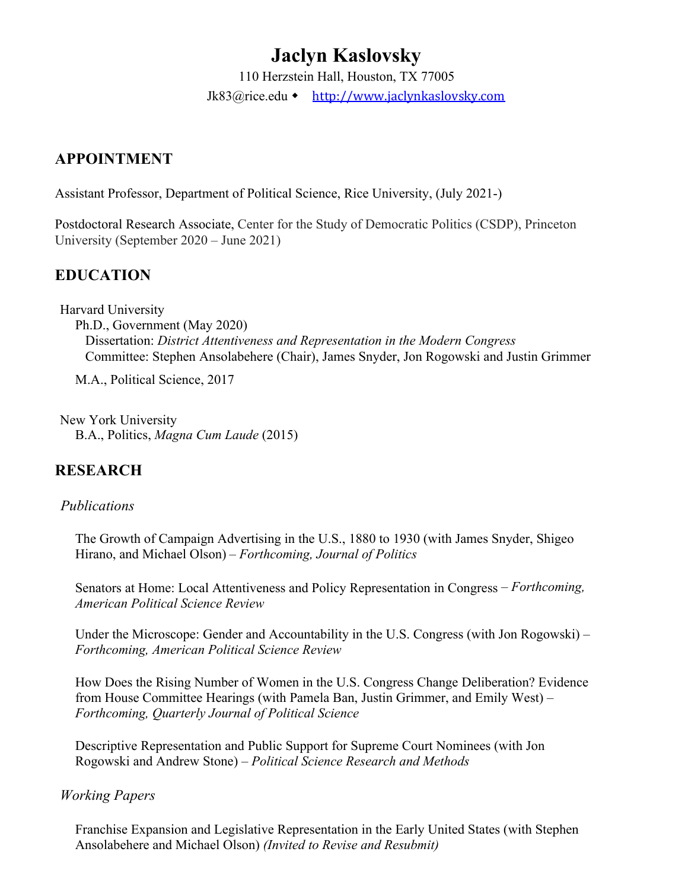# Jaclyn Kaslovsky

110 Herzstein Hall, Houston, TX 77005

Jk83@rice.edu ◆ http://www.jaclynkaslovsky.com

## APPOINTMENT

Assistant Professor, Department of Political Science, Rice University, (July 2021-)

Postdoctoral Research Associate, Center for the Study of Democratic Politics (CSDP), Princeton University (September 2020 – June 2021)

## EDUCATION

Harvard University

Ph.D., Government (May 2020)

Dissertation: *District Attentiveness and Representation in the Modern Congress*

Committee: Stephen Ansolabehere (Chair), James Snyder, Jon Rogowski and Justin Grimmer

M.A., Political Science, 2017

New York University

B.A., Politics, *Magna Cum Laude* (2015)

## RESEARCH

### *Publications*

The Growth of Campaign Advertising in the U.S., 1880 to 1930 (with James Snyder, Shigeo Hirano, and Michael Olson) – *Forthcoming, Journal of Politics*

Senators at Home: Local Attentiveness and Policy Representation in Congress – *Forthcoming, American Political Science Review*

Under the Microscope: Gender and Accountability in the U.S. Congress (with Jon Rogowski) – *Forthcoming, American Political Science Review*

How Does the Rising Number of Women in the U.S. Congress Change Deliberation? Evidence from House Committee Hearings (with Pamela Ban, Justin Grimmer, and Emily West) – *Forthcoming, Quarterly Journal of Political Science*

Descriptive Representation and Public Support for Supreme Court Nominees (with Jon Rogowski and Andrew Stone) – *Political Science Research and Methods*

### *Working Papers*

Franchise Expansion and Legislative Representation in the Early United States (with Stephen Ansolabehere and Michael Olson) *(Invited to Revise and Resubmit)*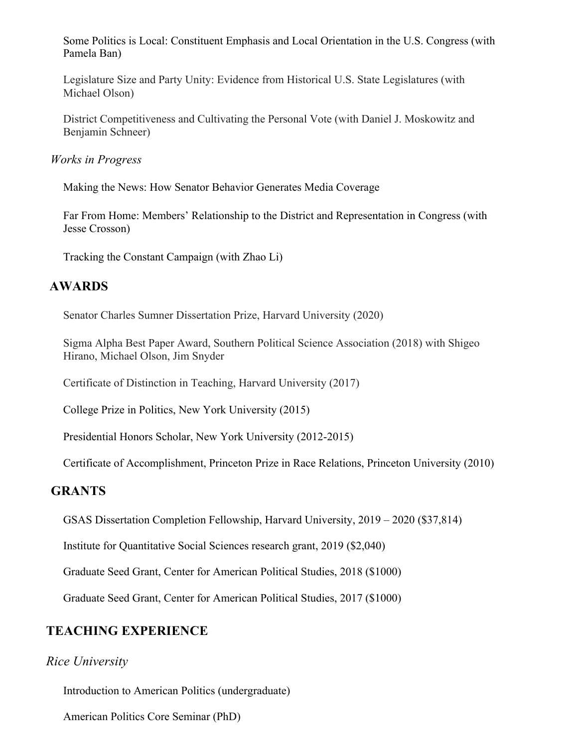Some Politics is Local: Constituent Emphasis and Local Orientation in the U.S. Congress (with Pamela Ban)

Legislature Size and Party Unity: Evidence from Historical U.S. State Legislatures (with Michael Olson)

District Competitiveness and Cultivating the Personal Vote (with Daniel J. Moskowitz and Benjamin Schneer)

*Works in Progress*

Making the News: How Senator Behavior Generates Media Coverage

Far From Home: Members' Relationship to the District and Representation in Congress (with Jesse Crosson)

Tracking the Constant Campaign (with Zhao Li)

## AWARDS

Senator Charles Sumner Dissertation Prize, Harvard University (2020)

Sigma Alpha Best Paper Award, Southern Political Science Association (2018) with Shigeo Hirano, Michael Olson, Jim Snyder

Certificate of Distinction in Teaching, Harvard University (2017)

College Prize in Politics, New York University (2015)

Presidential Honors Scholar, New York University (2012-2015)

Certificate of Accomplishment, Princeton Prize in Race Relations, Princeton University (2010)

## GRANTS

GSAS Dissertation Completion Fellowship, Harvard University, 2019 – 2020 ($37,814)

Institute for Quantitative Social Sciences research grant, 2019 ($2,040)

Graduate Seed Grant, Center for American Political Studies, 2018 ($1000)

Graduate Seed Grant, Center for American Political Studies, 2017 ($1000)

## TEACHING EXPERIENCE

*Rice University*

Introduction to American Politics (undergraduate)

American Politics Core Seminar (PhD)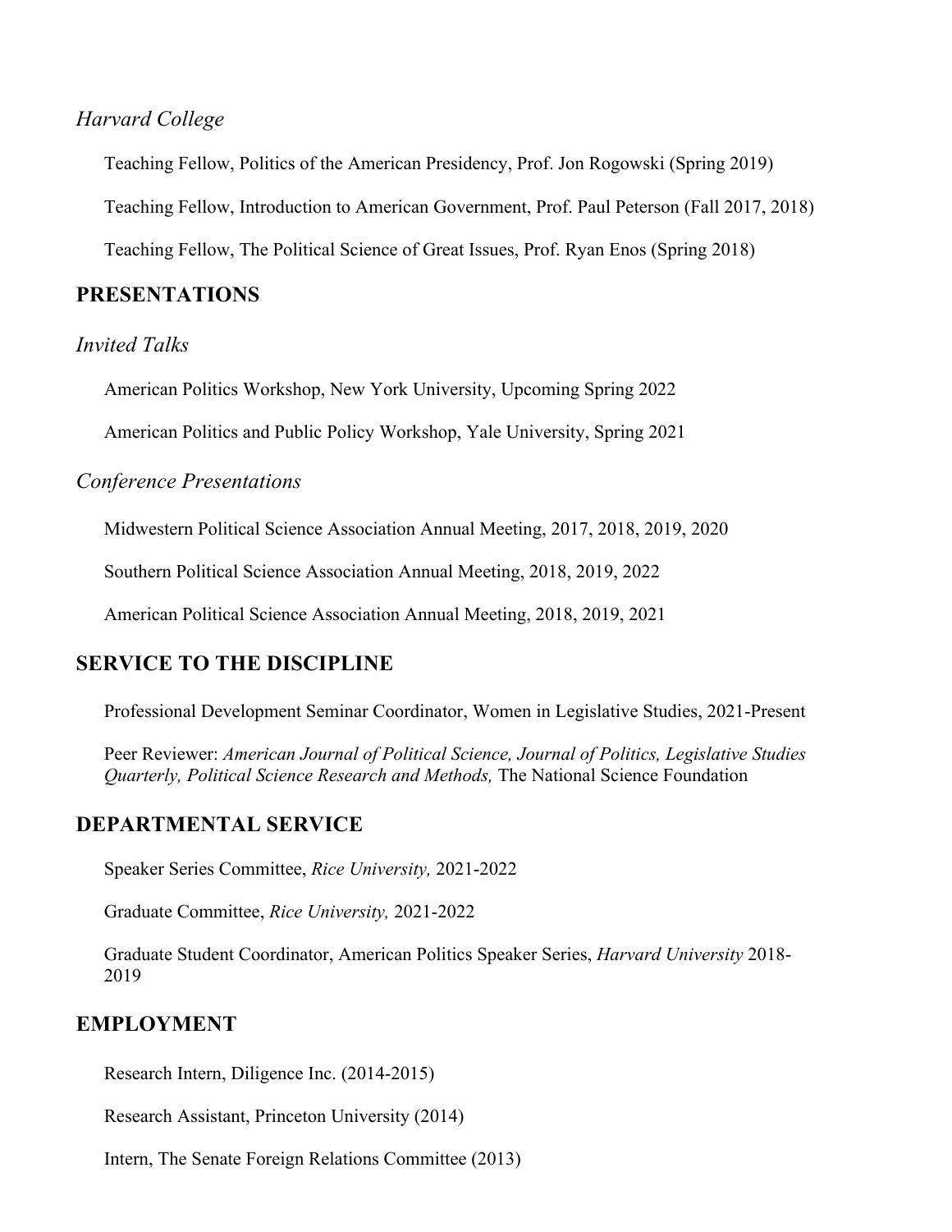### *Harvard College*

Teaching Fellow, Politics of the American Presidency, Prof. Jon Rogowski (Spring 2019)

Teaching Fellow, Introduction to American Government, Prof. Paul Peterson (Fall 2017, 2018)

Teaching Fellow, The Political Science of Great Issues, Prof. Ryan Enos (Spring 2018)

## PRESENTATIONS

### *Invited Talks*

American Politics Workshop, New York University, Upcoming Spring 2022

American Politics and Public Policy Workshop, Yale University, Spring 2021

### *Conference Presentations*

Midwestern Political Science Association Annual Meeting, 2017, 2018, 2019, 2020

Southern Political Science Association Annual Meeting, 2018, 2019, 2022

American Political Science Association Annual Meeting, 2018, 2019, 2021

## SERVICE TO THE DISCIPLINE

Professional Development Seminar Coordinator, Women in Legislative Studies, 2021-Present

Peer Reviewer: *American Journal of Political Science, Journal of Politics, Legislative Studies Quarterly, Political Science Research and Methods,* The National Science Foundation

## DEPARTMENTAL SERVICE

Speaker Series Committee, *Rice University,* 2021-2022

Graduate Committee, *Rice University,* 2021-2022

Graduate Student Coordinator, American Politics Speaker Series, *Harvard University* 2018-2019

## EMPLOYMENT

Research Intern, Diligence Inc. (2014-2015)

Research Assistant, Princeton University (2014)

Intern, The Senate Foreign Relations Committee (2013)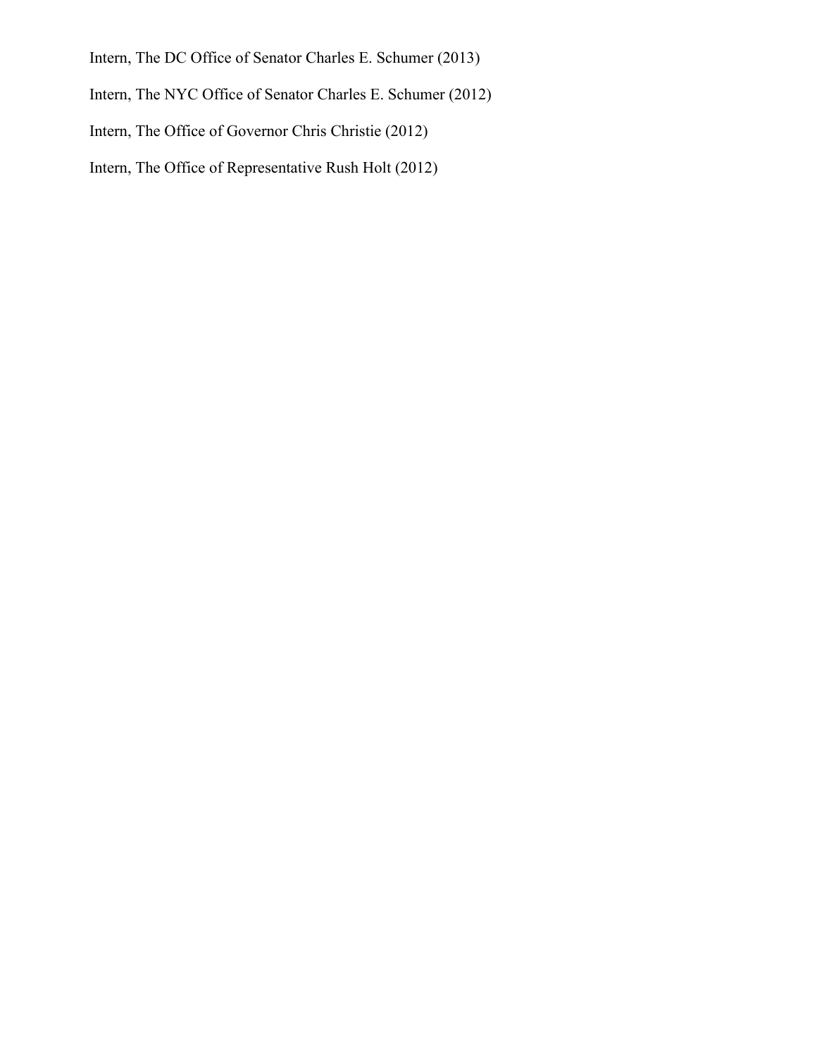Intern, The DC Office of Senator Charles E. Schumer (2013)

Intern, The NYC Office of Senator Charles E. Schumer (2012)

Intern, The Office of Governor Chris Christie (2012)

Intern, The Office of Representative Rush Holt (2012)